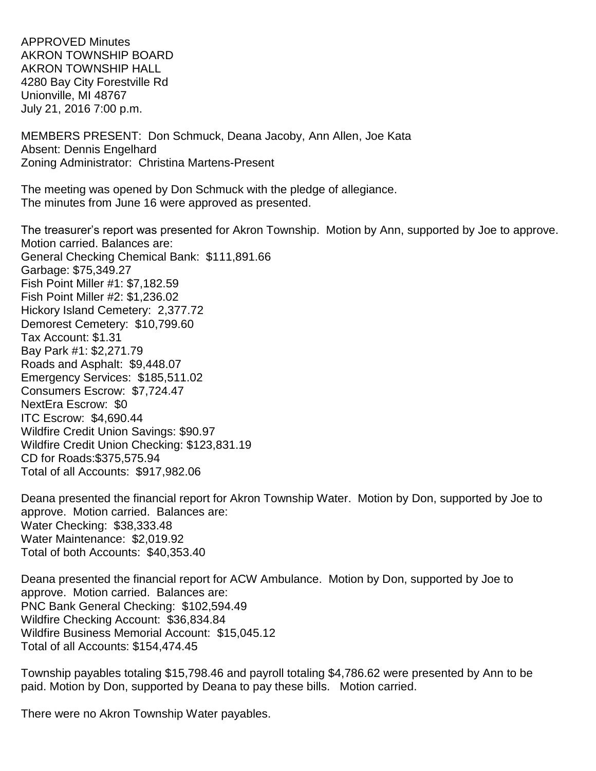APPROVED Minutes
AKRON TOWNSHIP BOARD
AKRON TOWNSHIP HALL
4280 Bay City Forestville Rd
Unionville, MI 48767
July 21, 2016 7:00 p.m.

MEMBERS PRESENT: Don Schmuck, Deana Jacoby, Ann Allen, Joe Kata
Absent: Dennis Engelhard
Zoning Administrator: Christina Martens-Present

The meeting was opened by Don Schmuck with the pledge of allegiance.
The minutes from June 16 were approved as presented.

The treasurer's report was presented for Akron Township. Motion by Ann, supported by Joe to approve. Motion carried. Balances are:
General Checking Chemical Bank: $111,891.66
Garbage: $75,349.27
Fish Point Miller #1: $7,182.59
Fish Point Miller #2: $1,236.02
Hickory Island Cemetery: 2,377.72
Demorest Cemetery: $10,799.60
Tax Account: $1.31
Bay Park #1: $2,271.79
Roads and Asphalt: $9,448.07
Emergency Services: $185,511.02
Consumers Escrow: $7,724.47
NextEra Escrow: $0
ITC Escrow: $4,690.44
Wildfire Credit Union Savings: $90.97
Wildfire Credit Union Checking: $123,831.19
CD for Roads:$375,575.94
Total of all Accounts: $917,982.06

Deana presented the financial report for Akron Township Water. Motion by Don, supported by Joe to approve. Motion carried. Balances are:
Water Checking: 38,333.48
Water Maintenance: $2,019.92
Total of both Accounts: $40,353.40

Deana presented the financial report for ACW Ambulance. Motion by Don, supported by Joe to approve. Motion carried. Balances are:
PNC Bank General Checking: $102,594.49
Wildfire Checking Account: $36,834.84
Wildfire Business Memorial Account: $15,045.12
Total of all Accounts: $154,474.45

Township payables totaling $15,798.46 and payroll totaling $4,786.62 were presented by Ann to be paid. Motion by Don, supported by Deana to pay these bills. Motion carried.

There were no Akron Township Water payables.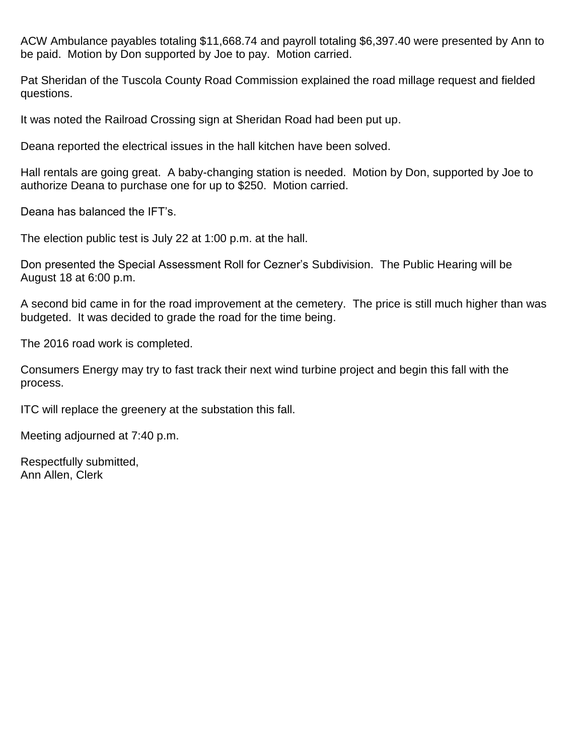ACW Ambulance payables totaling $11,668.74 and payroll totaling $6,397.40 were presented by Ann to be paid. Motion by Don supported by Joe to pay. Motion carried.

Pat Sheridan of the Tuscola County Road Commission explained the road millage request and fielded questions.

It was noted the Railroad Crossing sign at Sheridan Road had been put up.

Deana reported the electrical issues in the hall kitchen have been solved.

Hall rentals are going great. A baby-changing station is needed. Motion by Don, supported by Joe to authorize Deana to purchase one for up to $250. Motion carried.

Deana has balanced the IFT's.

The election public test is July 22 at 1:00 p.m. at the hall.

Don presented the Special Assessment Roll for Cezner's Subdivision. The Public Hearing will be August 18 at 6:00 p.m.

A second bid came in for the road improvement at the cemetery. The price is still much higher than was budgeted. It was decided to grade the road for the time being.

The 2016 road work is completed.

Consumers Energy may try to fast track their next wind turbine project and begin this fall with the process.

ITC will replace the greenery at the substation this fall.

Meeting adjourned at 7:40 p.m.

Respectfully submitted,
Ann Allen, Clerk